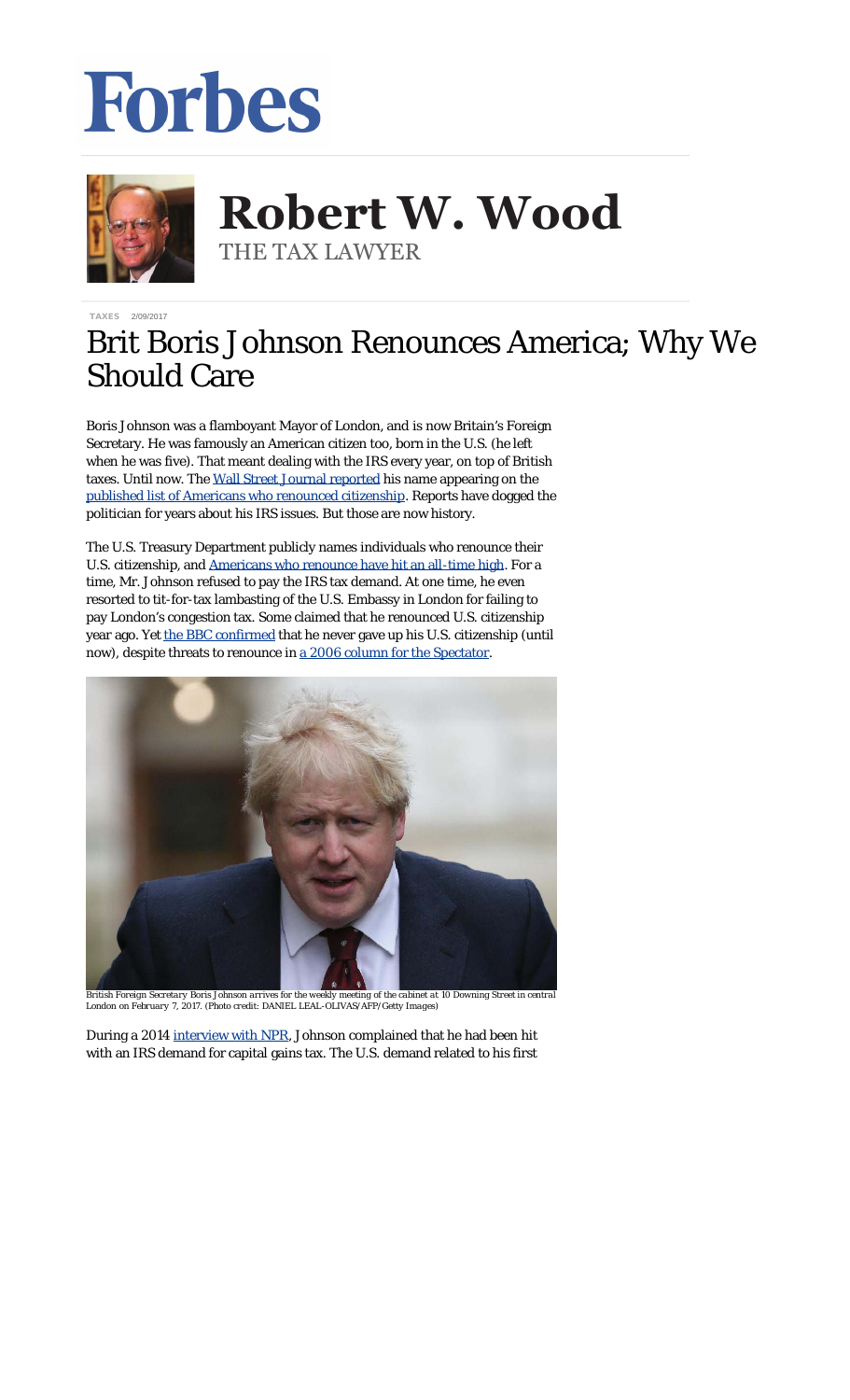TAXES 2/09/2017

# Brit Boris Johnson Renounces America; Why We Should Care

Boris Johnson was a flamboyant Mayor of London, and is now Britain's Foreign Secretary. He was famously an American citizen too, born in the U.S. (he left when he was five). That meant dealing with the IRS every year, on top of British taxes. Until now. The Wall Street Journal reported his name appearing on the published list of Americans who renounced citizenship. Reports have dogged the politician for years about his IRS issues. But those are now history.

The U.S. Treasury Department publicly names individuals who renounce their U.S. citizenship, and Americans who renounce have hit an all-time high. For a time, Mr. Johnson refused to pay the IRS tax demand. At one time, he even resorted to tit-for-tax lambasting of the U.S. Embassy in London for failing to pay London's congestion tax. Some claimed that he renounced U.S. citizenship year ago. Yet the BBC confirmed that he never gave up his U.S. citizenship (until now), despite threats to renounce in a 2006 column for the Spectator.

*British Foreign Secretary Boris Johnson arrives for the weekly meeting of the cabinet at 10 Downing Street in central London on February 7, 2017. (Photo credit: DANIEL LEAL-OLIVAS/AFP/Getty Images)*

During a 2014 interview with NPR, Johnson complained that he had been hit with an IRS demand for capital gains tax. The U.S. demand related to his first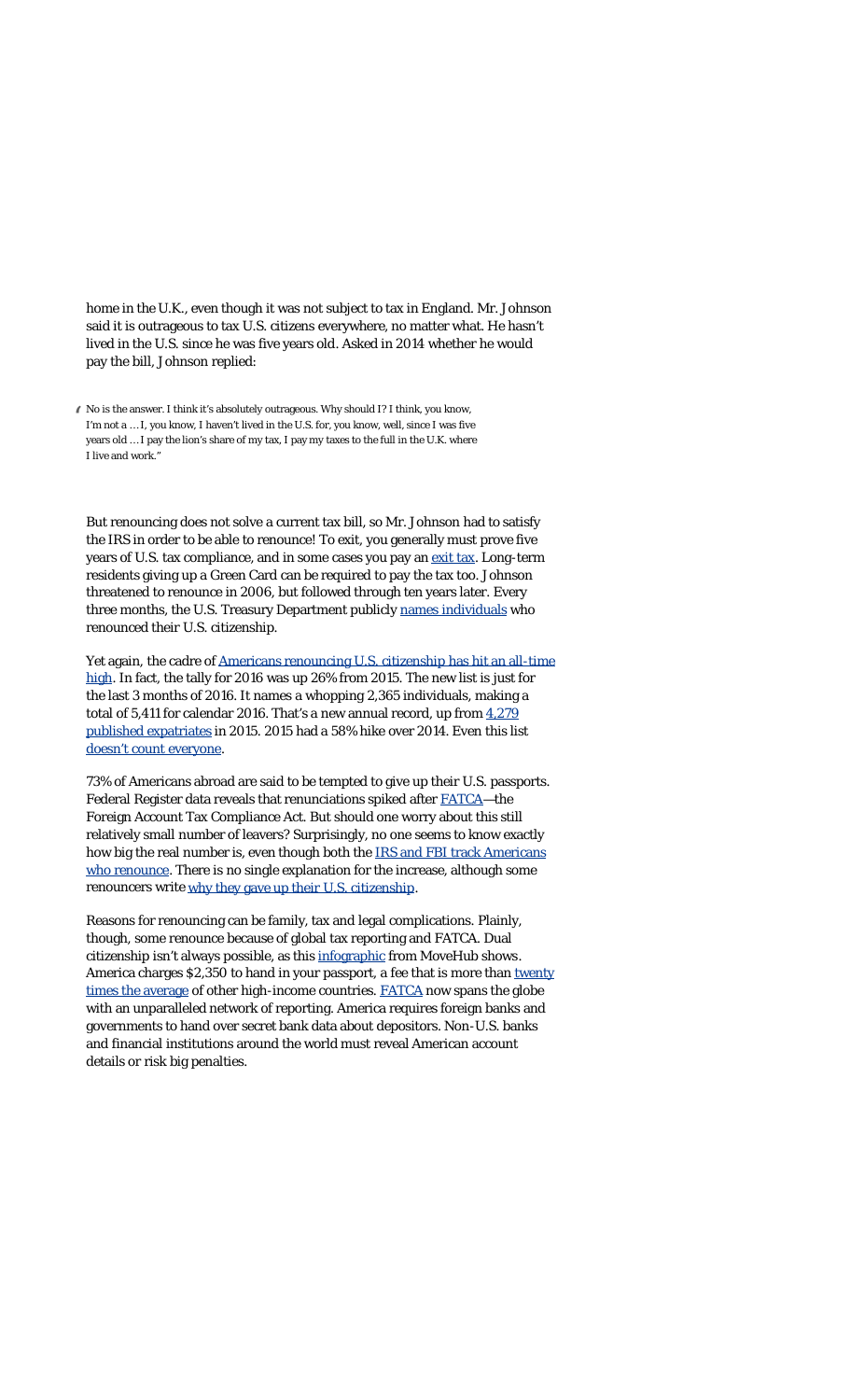home in the U.K., even though it was not subject to tax in England. Mr. Johnson said it is outrageous to tax U.S. citizens everywhere, no matter what. He hasn't lived in the U.S. since he was five years old. Asked in 2014 whether he would pay the bill, Johnson replied:

> No is the answer. I think it's absolutely outrageous. Why should I? I think, you know, I'm not a … I, you know, I haven't lived in the U.S. for, you know, well, since I was five years old … I pay the lion's share of my tax, I pay my taxes to the full in the U.K. where I live and work."

But renouncing does not solve a current tax bill, so Mr. Johnson had to satisfy the IRS in order to be able to renounce! To exit, you generally must prove five years of U.S. tax compliance, and in some cases you pay an exit tax. Long-term residents giving up a Green Card can be required to pay the tax too. Johnson threatened to renounce in 2006, but followed through ten years later. Every three months, the U.S. Treasury Department publicly names individuals who renounced their U.S. citizenship.

Yet again, the cadre of Americans renouncing U.S. citizenship has hit an all-time high. In fact, the tally for 2016 was up 26% from 2015. The new list is just for the last 3 months of 2016. It names a whopping 2,365 individuals, making a total of 5,411 for calendar 2016. That's a new annual record, up from 4,279 published expatriates in 2015. 2015 had a 58% hike over 2014. Even this list doesn't count everyone.

73% of Americans abroad are said to be tempted to give up their U.S. passports. Federal Register data reveals that renunciations spiked after FATCA—the Foreign Account Tax Compliance Act. But should one worry about this still relatively small number of leavers? Surprisingly, no one seems to know exactly how big the real number is, even though both the IRS and FBI track Americans who renounce. There is no single explanation for the increase, although some renouncers write why they gave up their U.S. citizenship.

Reasons for renouncing can be family, tax and legal complications. Plainly, though, some renounce because of global tax reporting and FATCA. Dual citizenship isn't always possible, as this infographic from MoveHub shows. America charges $2,350 to hand in your passport, a fee that is more than twenty times the average of other high-income countries. FATCA now spans the globe with an unparalleled network of reporting. America requires foreign banks and governments to hand over secret bank data about depositors. Non-U.S. banks and financial institutions around the world must reveal American account details or risk big penalties.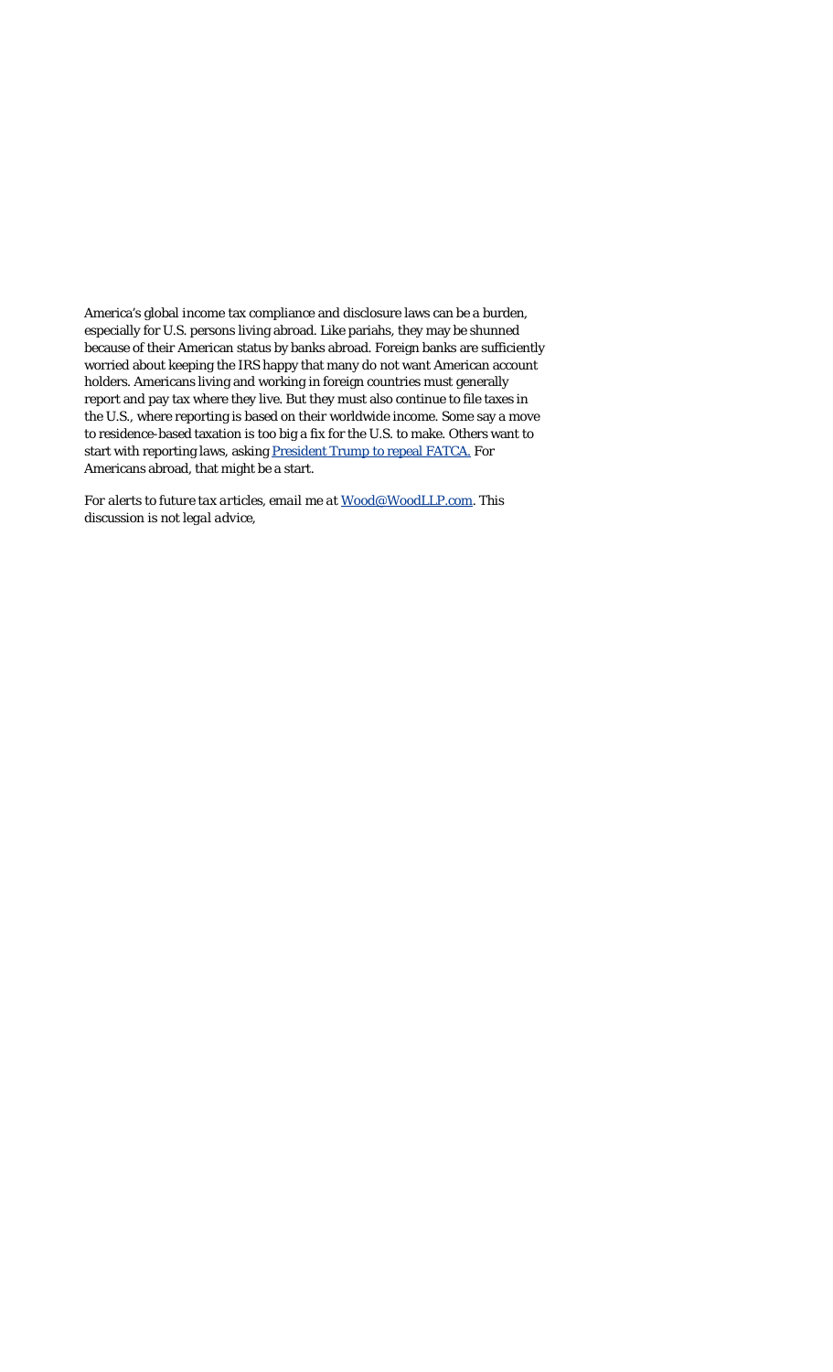America's global income tax compliance and disclosure laws can be a burden, especially for U.S. persons living abroad. Like pariahs, they may be shunned because of their American status by banks abroad. Foreign banks are sufficiently worried about keeping the IRS happy that many do not want American account holders. Americans living and working in foreign countries must generally report and pay tax where they live. But they must also continue to file taxes in the U.S., where reporting is based on their worldwide income. Some say a move to residence-based taxation is too big a fix for the U.S. to make. Others want to start with reporting laws, asking [President Trump to repeal FATCA.]() For Americans abroad, that might be a start.

*For alerts to future tax articles, email me at* [Wood@WoodLLP.com](mailto:Wood@WoodLLP.com). *This discussion is not legal advice,*